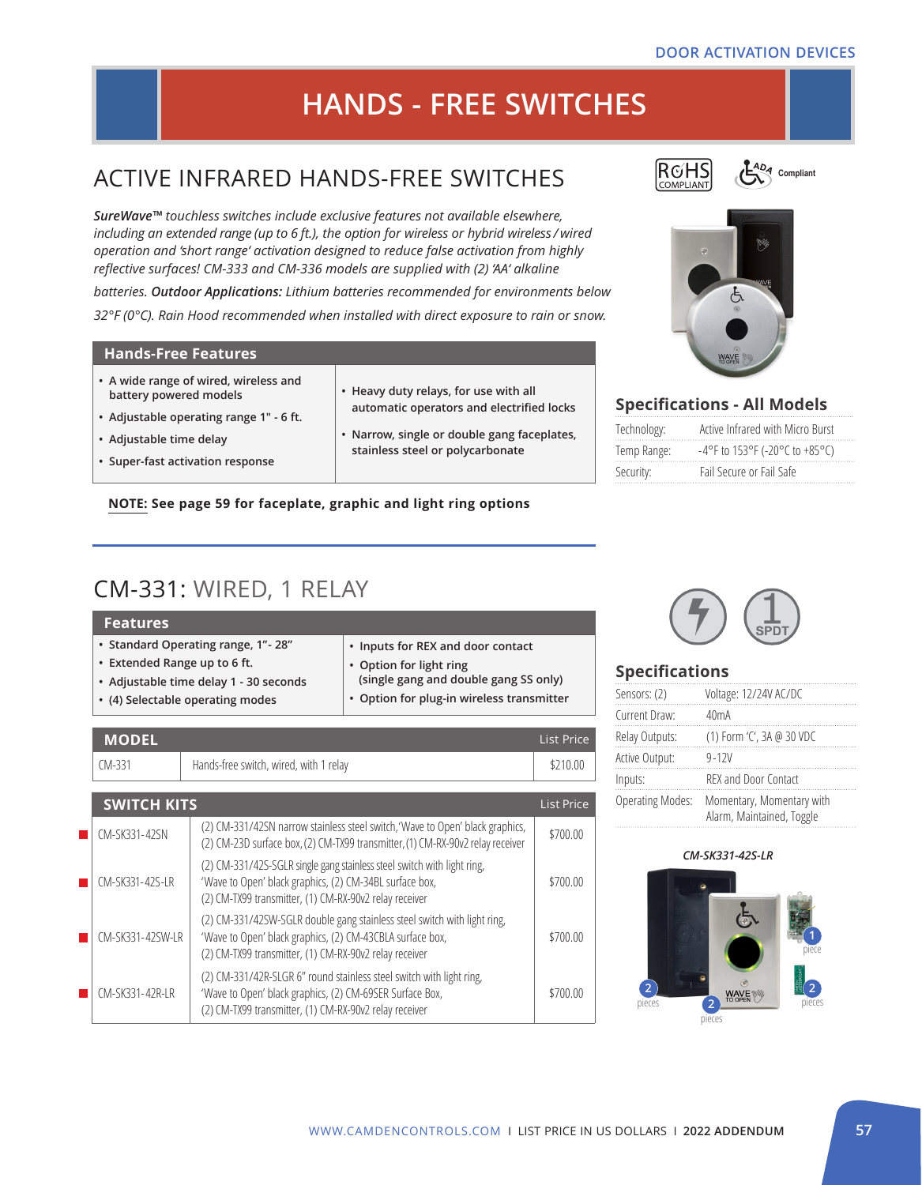DOOR ACTIVATION DEVICES

# HANDS - FREE SWITCHES

## ACTIVE INFRARED HANDS-FREE SWITCHES

RoHS COMPLIANT | ADA Compliant

***SureWave™** touchless switches include exclusive features not available elsewhere, including an extended range (up to 6 ft.), the option for wireless or hybrid wireless / wired operation and 'short range' activation designed to reduce false activation from highly reflective surfaces! CM-333 and CM-336 models are supplied with (2) 'AA' alkaline batteries. **Outdoor Applications:** Lithium batteries recommended for environments below 32°F (0°C). Rain Hood recommended when installed with direct exposure to rain or snow.*

### Hands-Free Features

- A wide range of wired, wireless and battery powered models
- Adjustable operating range 1" - 6 ft.
- Adjustable time delay
- Super-fast activation response
- Heavy duty relays, for use with all automatic operators and electrified locks
- Narrow, single or double gang faceplates, stainless steel or polycarbonate

**NOTE: See page 59 for faceplate, graphic and light ring options**

### Specifications - All Models

| | |
|---|---|
| Technology: | Active Infrared with Micro Burst |
| Temp Range: | -4°F to 153°F (-20°C to +85°C) |
| Security: | Fail Secure or Fail Safe |

## CM-331: WIRED, 1 RELAY

### Features

- Standard Operating range, 1"- 28"
- Extended Range up to 6 ft.
- Adjustable time delay 1 - 30 seconds
- (4) Selectable operating modes
- Inputs for REX and door contact
- Option for light ring (single gang and double gang SS only)
- Option for plug-in wireless transmitter

| MODEL | | List Price |
|---|---|---|
| CM-331 | Hands-free switch, wired, with 1 relay | $210.00 |

| SWITCH KITS | | List Price |
|---|---|---|
| CM-SK331-42SN | (2) CM-331/42SN narrow stainless steel switch, 'Wave to Open' black graphics, (2) CM-23D surface box, (2) CM-TX99 transmitter, (1) CM-RX-90v2 relay receiver | $700.00 |
| CM-SK331-42S-LR | (2) CM-331/42S-SGLR single gang stainless steel switch with light ring, 'Wave to Open' black graphics, (2) CM-34BL surface box, (2) CM-TX99 transmitter, (1) CM-RX-90v2 relay receiver | $700.00 |
| CM-SK331-42SW-LR | (2) CM-331/42SW-SGLR double gang stainless steel switch with light ring, 'Wave to Open' black graphics, (2) CM-43CBLA surface box, (2) CM-TX99 transmitter, (1) CM-RX-90v2 relay receiver | $700.00 |
| CM-SK331-42R-LR | (2) CM-331/42R-SLGR 6" round stainless steel switch with light ring, 'Wave to Open' black graphics, (2) CM-69SER Surface Box, (2) CM-TX99 transmitter, (1) CM-RX-90v2 relay receiver | $700.00 |

### Specifications

| | |
|---|---|
| Sensors: (2) | Voltage: 12/24V AC/DC |
| Current Draw: | 40mA |
| Relay Outputs: | (1) Form 'C', 3A @ 30 VDC |
| Active Output: | 9-12V |
| Inputs: | REX and Door Contact |
| Operating Modes: | Momentary, Momentary with Alarm, Maintained, Toggle |

*CM-SK331-42S-LR*

2 pieces | 2 pieces | 1 piece | 2 pieces

WWW.CAMDENCONTROLS.COM I LIST PRICE IN US DOLLARS I **2022 ADDENDUM**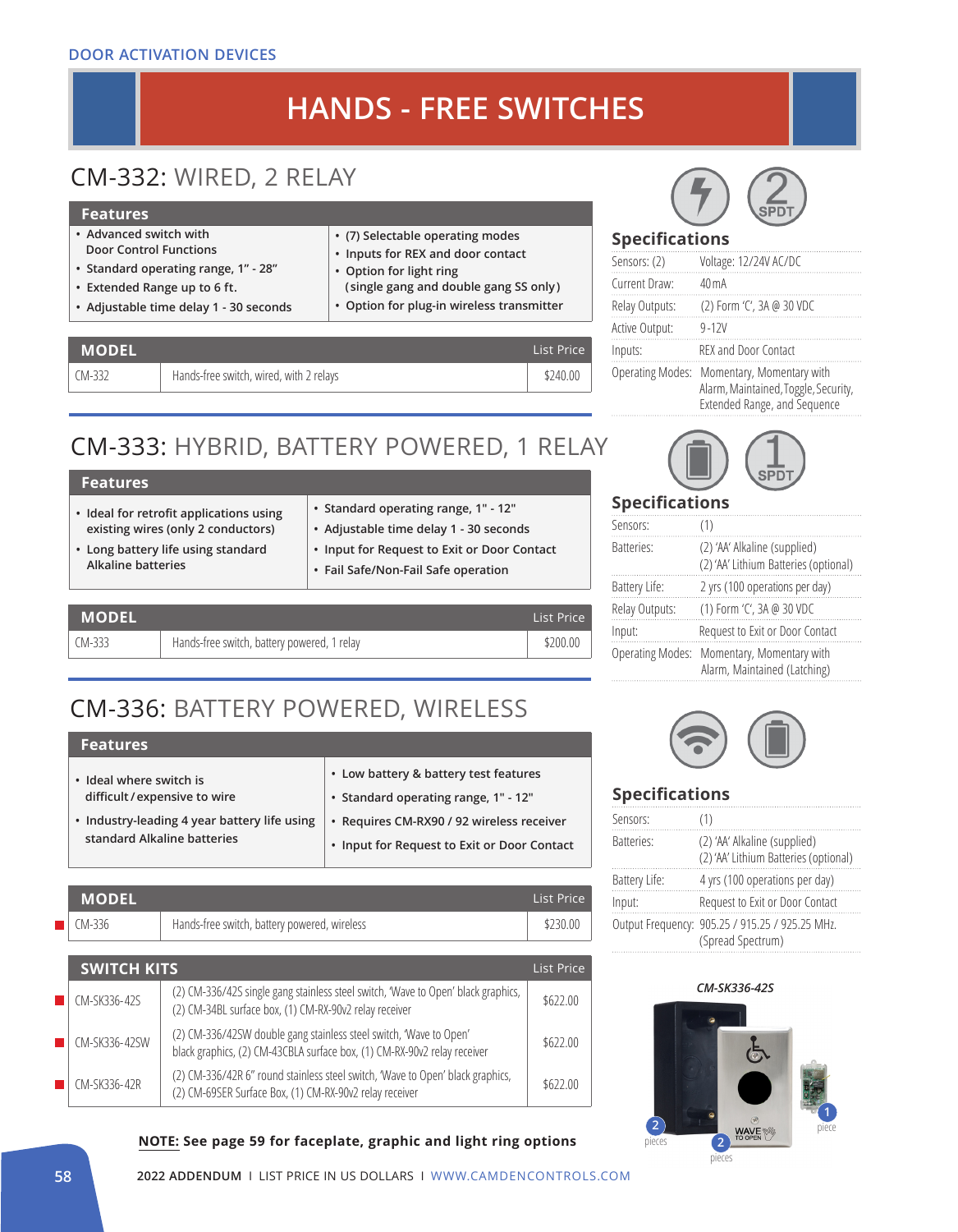DOOR ACTIVATION DEVICES

# HANDS - FREE SWITCHES

## CM-332: WIRED, 2 RELAY

### Features

- Advanced switch with Door Control Functions
- Standard operating range, 1" - 28"
- Extended Range up to 6 ft.
- Adjustable time delay 1 - 30 seconds
- (7) Selectable operating modes
- Inputs for REX and door contact
- Option for light ring (single gang and double gang SS only)
- Option for plug-in wireless transmitter

| MODEL | | List Price |
|---|---|---|
| CM-332 | Hands-free switch, wired, with 2 relays | $240.00 |

### Specifications

| | |
|---|---|
| Sensors: (2) | Voltage: 12/24V AC/DC |
| Current Draw: | 40 mA |
| Relay Outputs: | (2) Form 'C', 3A @ 30 VDC |
| Active Output: | 9-12V |
| Inputs: | REX and Door Contact |
| Operating Modes: | Momentary, Momentary with Alarm, Maintained, Toggle, Security, Extended Range, and Sequence |

## CM-333: HYBRID, BATTERY POWERED, 1 RELAY

### Features

- Ideal for retrofit applications using existing wires (only 2 conductors)
- Long battery life using standard Alkaline batteries
- Standard operating range, 1" - 12"
- Adjustable time delay 1 - 30 seconds
- Input for Request to Exit or Door Contact
- Fail Safe/Non-Fail Safe operation

| MODEL | | List Price |
|---|---|---|
| CM-333 | Hands-free switch, battery powered, 1 relay | $200.00 |

### Specifications

| | |
|---|---|
| Sensors: | (1) |
| Batteries: | (2) 'AA' Alkaline (supplied) (2) 'AA' Lithium Batteries (optional) |
| Battery Life: | 2 yrs (100 operations per day) |
| Relay Outputs: | (1) Form 'C', 3A @ 30 VDC |
| Input: | Request to Exit or Door Contact |
| Operating Modes: | Momentary, Momentary with Alarm, Maintained (Latching) |

## CM-336: BATTERY POWERED, WIRELESS

### Features

- Ideal where switch is difficult / expensive to wire
- Industry-leading 4 year battery life using standard Alkaline batteries
- Low battery & battery test features
- Standard operating range, 1" - 12"
- Requires CM-RX90 / 92 wireless receiver
- Input for Request to Exit or Door Contact

| MODEL | | List Price |
|---|---|---|
| CM-336 | Hands-free switch, battery powered, wireless | $230.00 |

| SWITCH KITS | | List Price |
|---|---|---|
| CM-SK336-42S | (2) CM-336/42S single gang stainless steel switch, 'Wave to Open' black graphics, (2) CM-34BL surface box, (1) CM-RX-90v2 relay receiver | $622.00 |
| CM-SK336-42SW | (2) CM-336/42SW double gang stainless steel switch, 'Wave to Open' black graphics, (2) CM-43CBLA surface box, (1) CM-RX-90v2 relay receiver | $622.00 |
| CM-SK336-42R | (2) CM-336/42R 6" round stainless steel switch, 'Wave to Open' black graphics, (2) CM-69SER Surface Box, (1) CM-RX-90v2 relay receiver | $622.00 |

### Specifications

| | |
|---|---|
| Sensors: | (1) |
| Batteries: | (2) 'AA' Alkaline (supplied) (2) 'AA' Lithium Batteries (optional) |
| Battery Life: | 4 yrs (100 operations per day) |
| Input: | Request to Exit or Door Contact |
| Output Frequency: | 905.25 / 915.25 / 925.25 MHz. (Spread Spectrum) |

*CM-SK336-42S*

2 pieces — 2 pieces — 1 piece

**NOTE: See page 59 for faceplate, graphic and light ring options**

2022 ADDENDUM I LIST PRICE IN US DOLLARS I WWW.CAMDENCONTROLS.COM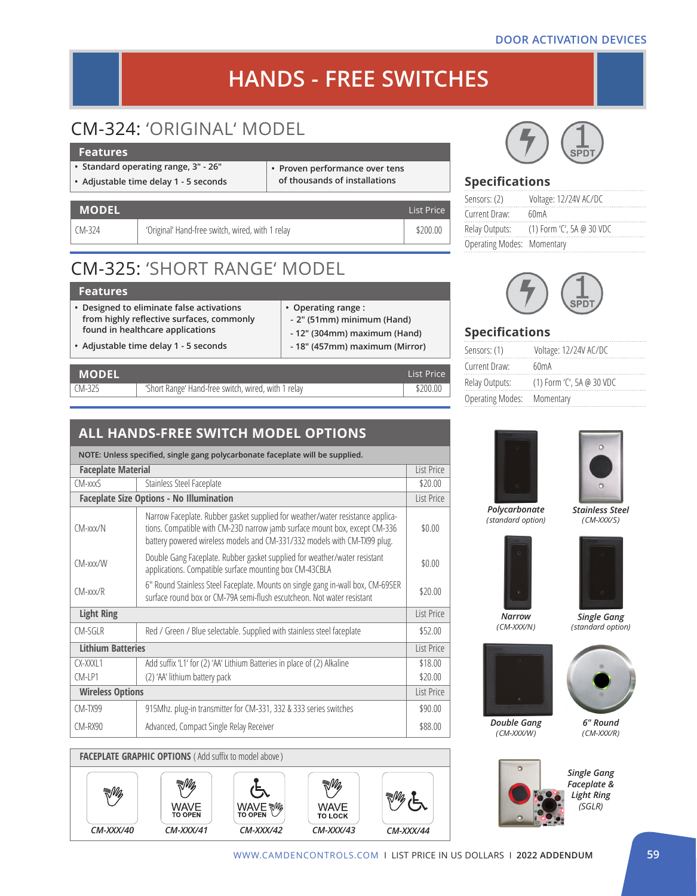# HANDS - FREE SWITCHES

## CM-324: 'ORIGINAL' MODEL

**Features**

- Standard operating range, 3" - 26"
- Adjustable time delay 1 - 5 seconds
- Proven performance over tens of thousands of installations

| MODEL | | List Price |
|---|---|---|
| CM-324 | 'Original' Hand-free switch, wired, with 1 relay | $200.00 |

### Specifications

| | |
|---|---|
| Sensors: (2) | Voltage: 12/24V AC/DC |
| Current Draw: | 60mA |
| Relay Outputs: | (1) Form 'C', 5A @ 30 VDC |
| Operating Modes: | Momentary |

## CM-325: 'SHORT RANGE' MODEL

**Features**

- Designed to eliminate false activations from highly reflective surfaces, commonly found in healthcare applications
- Adjustable time delay 1 - 5 seconds
- Operating range :
  - 2" (51mm) minimum (Hand)
  - 12" (304mm) maximum (Hand)
  - 18" (457mm) maximum (Mirror)

| MODEL | | List Price |
|---|---|---|
| CM-325 | 'Short Range' Hand-free switch, wired, with 1 relay | $200.00 |

### Specifications

| | |
|---|---|
| Sensors: (1) | Voltage: 12/24V AC/DC |
| Current Draw: | 60mA |
| Relay Outputs: | (1) Form 'C', 5A @ 30 VDC |
| Operating Modes: | Momentary |

## ALL HANDS-FREE SWITCH MODEL OPTIONS

NOTE: Unless specified, single gang polycarbonate faceplate will be supplied.

| **Faceplate Material** | | List Price |
|---|---|---|
| CM-xxxS | Stainless Steel Faceplate | $20.00 |
| **Faceplate Size Options - No Illumination** | | List Price |
| CM-xxx/N | Narrow Faceplate. Rubber gasket supplied for weather/water resistance applications. Compatible with CM-23D narrow jamb surface mount box, except CM-336 battery powered wireless models and CM-331/332 models with CM-TX99 plug. | $0.00 |
| CM-xxx/W | Double Gang Faceplate. Rubber gasket supplied for weather/water resistant applications. Compatible surface mounting box CM-43CBLA | $0.00 |
| CM-xxx/R | 6" Round Stainless Steel Faceplate. Mounts on single gang in-wall box, CM-69SER surface round box or CM-79A semi-flush escutcheon. Not water resistant | $20.00 |
| **Light Ring** | | List Price |
| CM-SGLR | Red / Green / Blue selectable. Supplied with stainless steel faceplate | $52.00 |
| **Lithium Batteries** | | List Price |
| CX-XXXL1 | Add suffix 'L1' for (2) 'AA' Lithium Batteries in place of (2) Alkaline | $18.00 |
| CM-LP1 | (2) 'AA' lithium battery pack | $20.00 |
| **Wireless Options** | | List Price |
| CM-TX99 | 915Mhz. plug-in transmitter for CM-331, 332 & 333 series switches | $90.00 |
| CM-RX90 | Advanced, Compact Single Relay Receiver | $88.00 |

**FACEPLATE GRAPHIC OPTIONS** ( Add suffix to model above )

WAVE TO OPEN
WAVE TO OPEN
WAVE TO LOCK

*CM-XXX/40* *CM-XXX/41* *CM-XXX/42* *CM-XXX/43* *CM-XXX/44*

*Polycarbonate* *(standard option)*

*Stainless Steel* *(CM-XXX/S)*

*Narrow* *(CM-XXX/N)*

*Single Gang* *(standard option)*

*Double Gang* *(CM-XXX/W)*

*6" Round* *(CM-XXX/R)*

*Single Gang Faceplate & Light Ring (SGLR)*